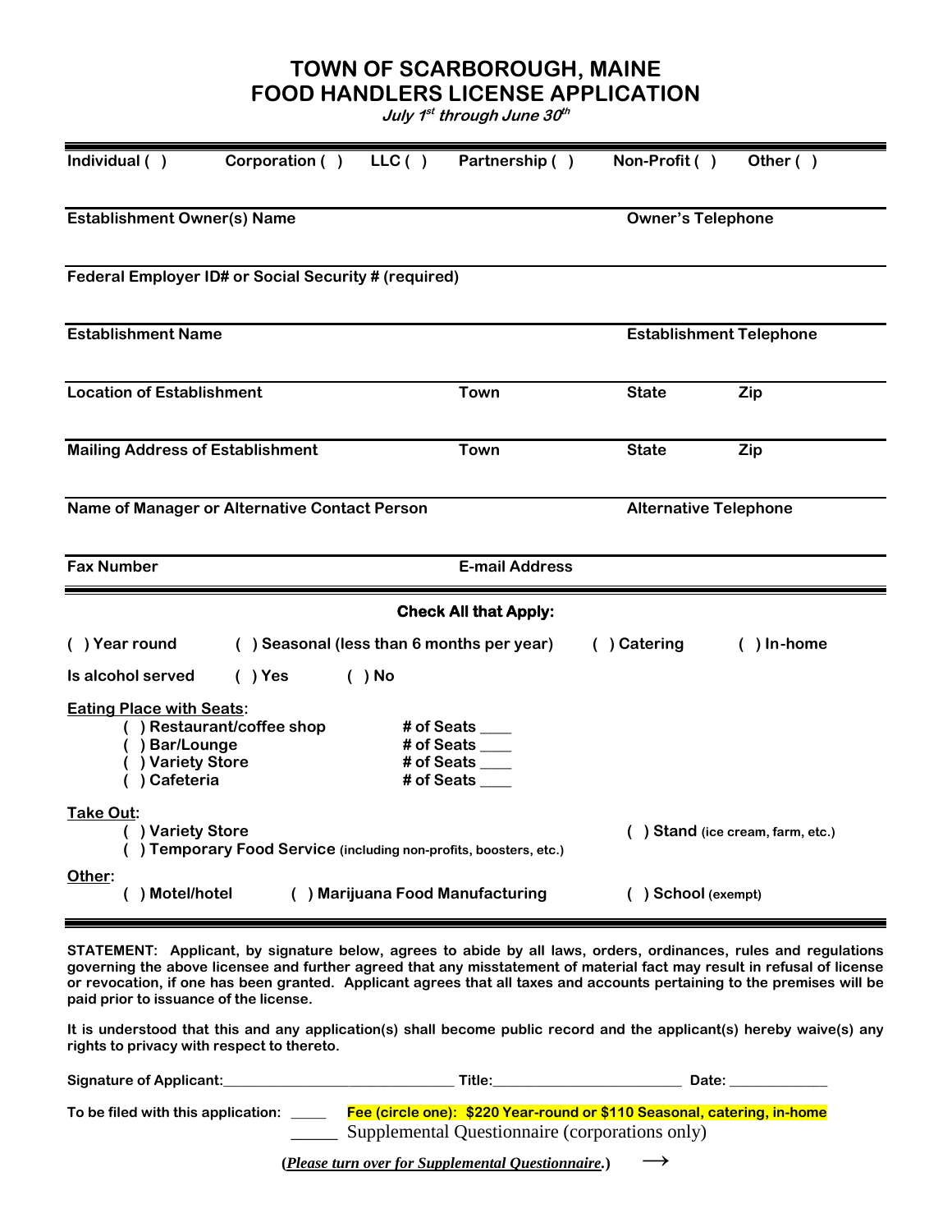# TOWN OF SCARBOROUGH, MAINE
# FOOD HANDLERS LICENSE APPLICATION

***July 1st through June 30th***

**Individual ( )** **Corporation ( )** **LLC ( )** **Partnership ( )** **Non-Profit ( )** **Other ( )**

---

**Establishment Owner(s) Name** **Owner's Telephone**

---

**Federal Employer ID# or Social Security # (required)**

---

**Establishment Name** **Establishment Telephone**

---

**Location of Establishment** **Town** **State** **Zip**

---

**Mailing Address of Establishment** **Town** **State** **Zip**

---

**Name of Manager or Alternative Contact Person** **Alternative Telephone**

---

**Fax Number** **E-mail Address**

---

**Check All that Apply:**

**( ) Year round** **( ) Seasonal (less than 6 months per year)** **( ) Catering** **( ) In-home**

**Is alcohol served** **( ) Yes** **( ) No**

**Eating Place with Seats:**

- **( ) Restaurant/coffee shop** **# of Seats ____**
- **( ) Bar/Lounge** **# of Seats ____**
- **( ) Variety Store** **# of Seats ____**
- **( ) Cafeteria** **# of Seats ____**

**Take Out:**

- **( ) Variety Store** **( ) Stand** (ice cream, farm, etc.)
- **( ) Temporary Food Service** (including non-profits, boosters, etc.)

**Other:**

- **( ) Motel/hotel** **( ) Marijuana Food Manufacturing** **( ) School** (exempt)

---

**STATEMENT: Applicant, by signature below, agrees to abide by all laws, orders, ordinances, rules and regulations governing the above licensee and further agreed that any misstatement of material fact may result in refusal of license or revocation, if one has been granted. Applicant agrees that all taxes and accounts pertaining to the premises will be paid prior to issuance of the license.**

**It is understood that this and any application(s) shall become public record and the applicant(s) hereby waive(s) any rights to privacy with respect to thereto.**

**Signature of Applicant:**_____________________________ **Title:**________________________ **Date:** ____________

**To be filed with this application:** _____ **Fee (circle one): $220 Year-round or $110 Seasonal, catering, in-home**

_____ Supplemental Questionnaire (corporations only)

**(*Please turn over for Supplemental Questionnaire*.)** →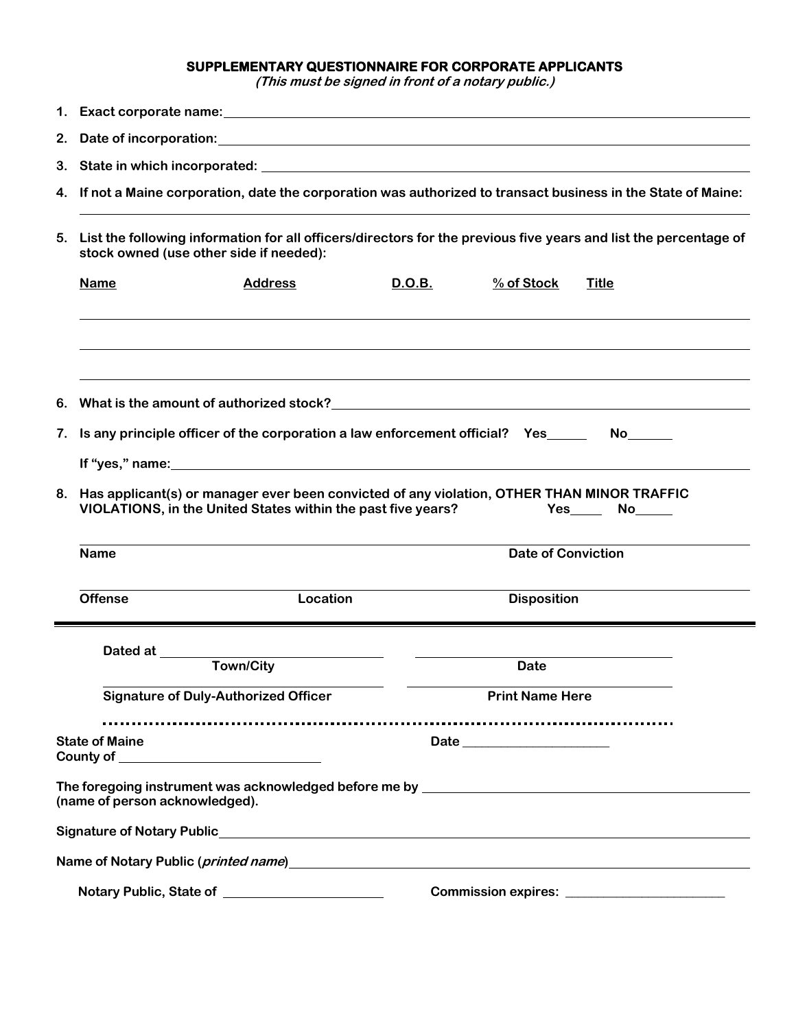# SUPPLEMENTARY QUESTIONNAIRE FOR CORPORATE APPLICANTS

***(This must be signed in front of a notary public.)***

1. **Exact corporate name:** ______________________________

2. **Date of incorporation:** ______________________________

3. **State in which incorporated:** ______________________________

4. **If not a Maine corporation, date the corporation was authorized to transact business in the State of Maine:** ______________________________

5. **List the following information for all officers/directors for the previous five years and list the percentage of stock owned (use other side if needed):**

| Name | Address | D.O.B. | % of Stock | Title |
|---|---|---|---|---|
| | | | | |
| | | | | |
| | | | | |

6. **What is the amount of authorized stock?** ______________________________

7. **Is any principle officer of the corporation a law enforcement official? Yes______ No______**

   **If "yes," name:** ______________________________

8. **Has applicant(s) or manager ever been convicted of any violation, OTHER THAN MINOR TRAFFIC VIOLATIONS, in the United States within the past five years? Yes_____ No_____**

| Name | | Date of Conviction |
|---|---|---|
| **Offense** | **Location** | **Disposition** |

---

**Dated at** ______________________________ ______________________________
**Town/City** **Date**

______________________________ ______________________________
**Signature of Duly-Authorized Officer** **Print Name Here**

---

**State of Maine** **Date** ______________________
**County of** ______________________________

**The foregoing instrument was acknowledged before me by** ______________________________ **(name of person acknowledged).**

**Signature of Notary Public** ______________________________

**Name of Notary Public (*printed name*)** ______________________________

**Notary Public, State of** ______________________ **Commission expires:** ______________________